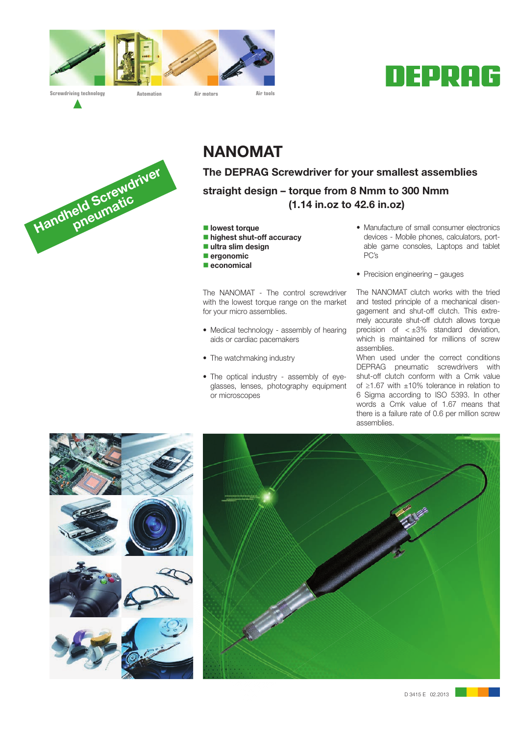Screwdriving technology | Automation | Air motors | Air tools

DEPRAG

Handheld Screwdriver pneumatic

# NANOMAT

## The DEPRAG Screwdriver for your smallest assemblies

## straight design – torque from 8 Nmm to 300 Nmm (1.14 in.oz to 42.6 in.oz)

- **lowest torque**
- **highest shut-off accuracy**
- **ultra slim design**
- **ergonomic**
- **economical**

The NANOMAT - The control screwdriver with the lowest torque range on the market for your micro assemblies.

- Medical technology - assembly of hearing aids or cardiac pacemakers
- The watchmaking industry
- The optical industry - assembly of eyeglasses, lenses, photography equipment or microscopes
- Manufacture of small consumer electronics devices - Mobile phones, calculators, portable game consoles, Laptops and tablet PC's
- Precision engineering – gauges

The NANOMAT clutch works with the tried and tested principle of a mechanical disengagement and shut-off clutch. This extremely accurate shut-off clutch allows torque precision of $< \pm 3\%$ standard deviation, which is maintained for millions of screw assemblies.

When used under the correct conditions DEPRAG pneumatic screwdrivers with shut-off clutch conform with a Cmk value of $\geq 1.67$ with $\pm 10\%$ tolerance in relation to 6 Sigma according to ISO 5393. In other words a Cmk value of 1.67 means that there is a failure rate of 0.6 per million screw assemblies.

D 3415 E 02.2013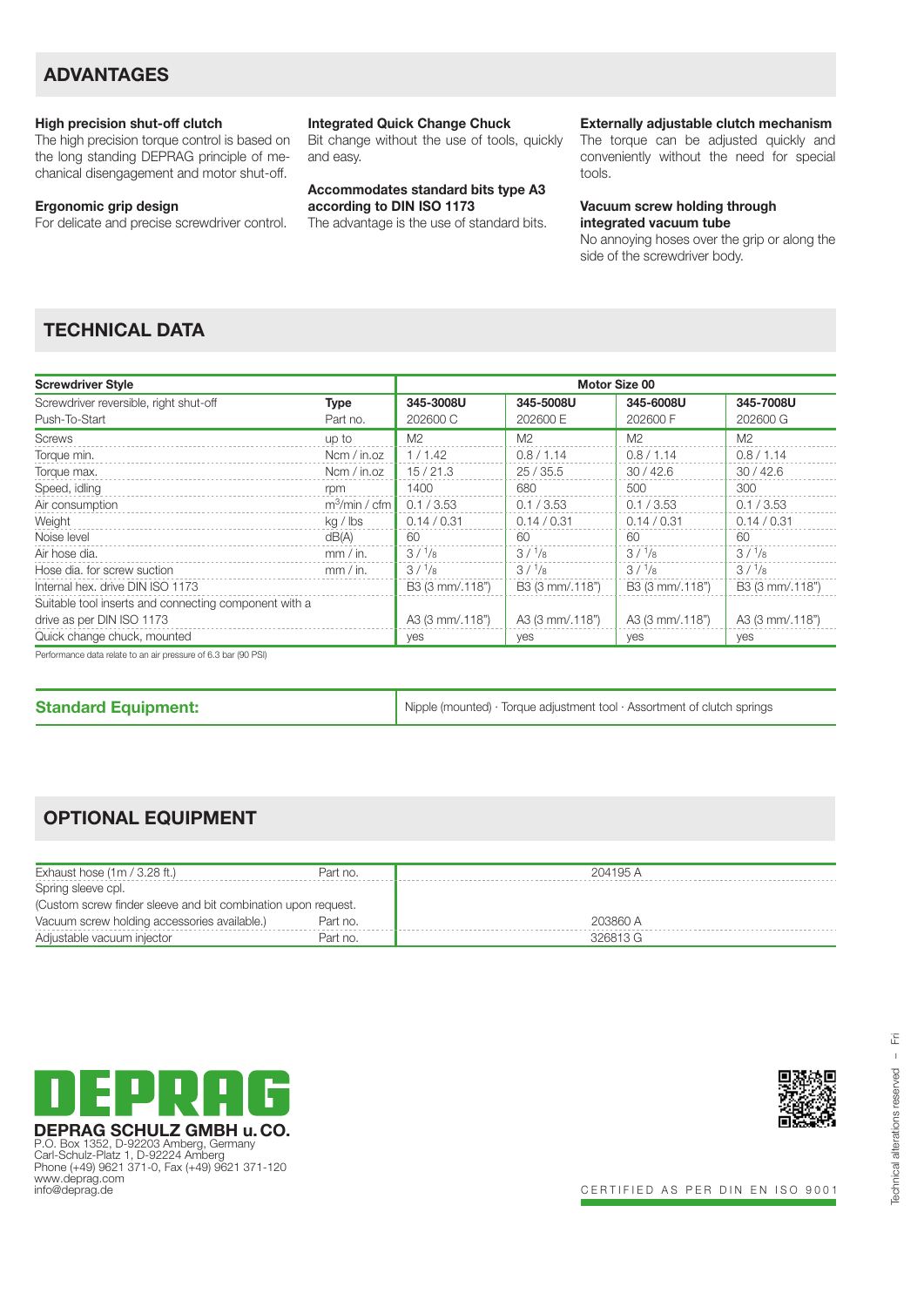## ADVANTAGES

**High precision shut-off clutch**
The high precision torque control is based on the long standing DEPRAG principle of mechanical disengagement and motor shut-off.

**Ergonomic grip design**
For delicate and precise screwdriver control.

**Integrated Quick Change Chuck**
Bit change without the use of tools, quickly and easy.

**Accommodates standard bits type A3 according to DIN ISO 1173**
The advantage is the use of standard bits.

**Externally adjustable clutch mechanism**
The torque can be adjusted quickly and conveniently without the need for special tools.

**Vacuum screw holding through integrated vacuum tube**
No annoying hoses over the grip or along the side of the screwdriver body.

## TECHNICAL DATA

| **Screwdriver Style** | | **Motor Size 00** | | | |
|---|---|---|---|---|---|
| Screwdriver reversible, right shut-off | **Type** | **345-3008U** | **345-5008U** | **345-6008U** | **345-7008U** |
| Push-To-Start | Part no. | 202600 C | 202600 E | 202600 F | 202600 G |
| Screws | up to | M2 | M2 | M2 | M2 |
| Torque min. | Ncm / in.oz | 1 / 1.42 | 0.8 / 1.14 | 0.8 / 1.14 | 0.8 / 1.14 |
| Torque max. | Ncm / in.oz | 15 / 21.3 | 25 / 35.5 | 30 / 42.6 | 30 / 42.6 |
| Speed, idling | rpm | 1400 | 680 | 500 | 300 |
| Air consumption | $m^3$/min / cfm | 0.1 / 3.53 | 0.1 / 3.53 | 0.1 / 3.53 | 0.1 / 3.53 |
| Weight | kg / lbs | 0.14 / 0.31 | 0.14 / 0.31 | 0.14 / 0.31 | 0.14 / 0.31 |
| Noise level | dB(A) | 60 | 60 | 60 | 60 |
| Air hose dia. | mm / in. | 3 / 1/8 | 3 / 1/8 | 3 / 1/8 | 3 / 1/8 |
| Hose dia. for screw suction | mm / in. | 3 / 1/8 | 3 / 1/8 | 3 / 1/8 | 3 / 1/8 |
| Internal hex. drive DIN ISO 1173 | | B3 (3 mm/.118") | B3 (3 mm/.118") | B3 (3 mm/.118") | B3 (3 mm/.118") |
| Suitable tool inserts and connecting component with a drive as per DIN ISO 1173 | | A3 (3 mm/.118") | A3 (3 mm/.118") | A3 (3 mm/.118") | A3 (3 mm/.118") |
| Quick change chuck, mounted | | yes | yes | yes | yes |

Performance data relate to an air pressure of 6.3 bar (90 PSI)

| | |
|---|---|
| **Standard Equipment:** | Nipple (mounted) · Torque adjustment tool · Assortment of clutch springs |

## OPTIONAL EQUIPMENT

| | | |
|---|---|---|
| Exhaust hose (1m / 3.28 ft.) | Part no. | 204195 A |
| Spring sleeve cpl. (Custom screw finder sleeve and bit combination upon request. Vacuum screw holding accessories available.) | Part no. | 203860 A |
| Adjustable vacuum injector | Part no. | 326813 G |

**DEPRAG SCHULZ GMBH u. CO.**
P.O. Box 1352, D-92203 Amberg, Germany
Carl-Schulz-Platz 1, D-92224 Amberg
Phone (+49) 9621 371-0, Fax (+49) 9621 371-120
www.deprag.com
info@deprag.de

CERTIFIED AS PER DIN EN ISO 9001

Technical alterations reserved – Fri